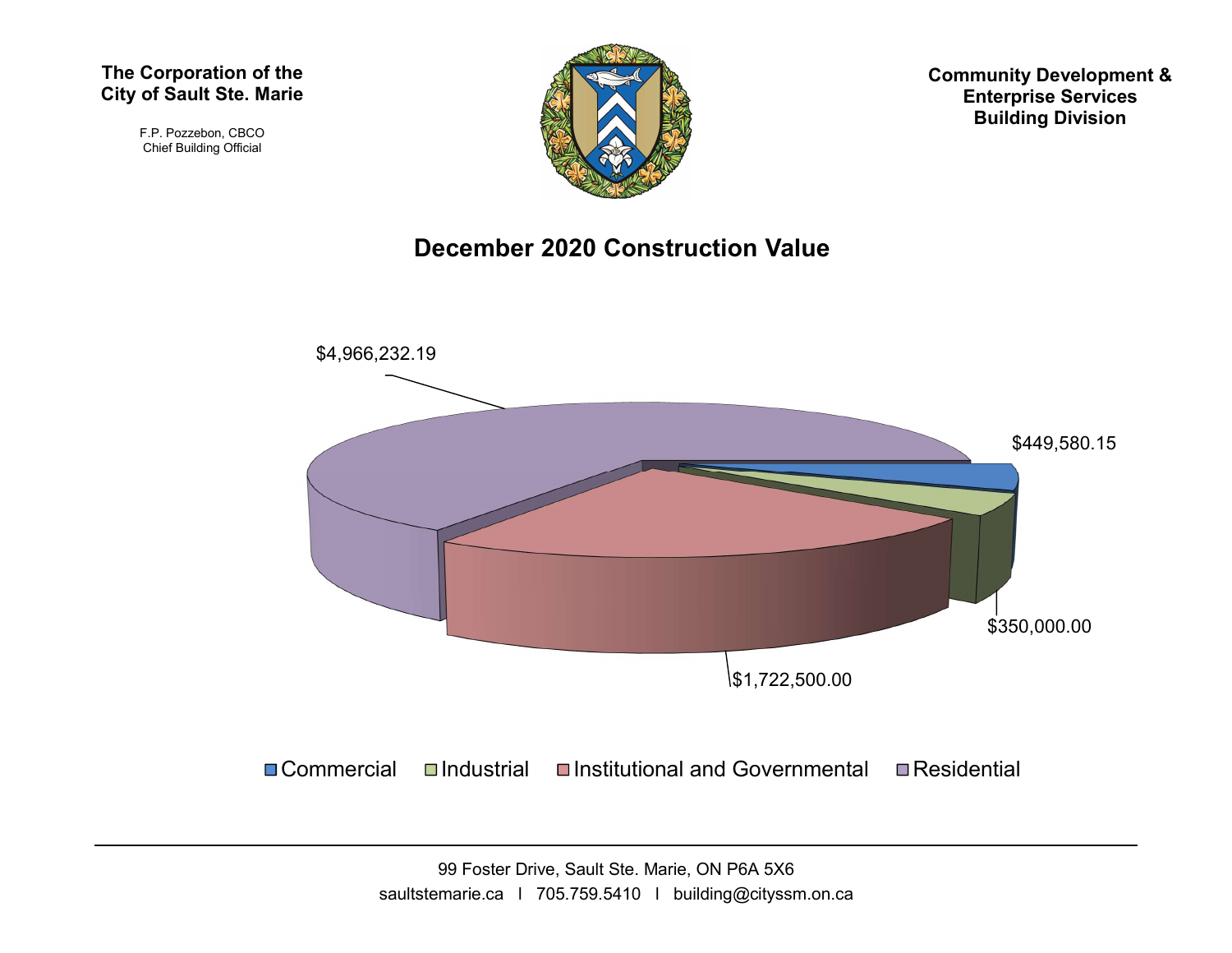**The Corporation of the City of Sault Ste. Marie**

F.P. Pozzebon, CBCO
Chief Building Official

**Community Development & Enterprise Services Building Division**

## December 2020 Construction Value

$4,966,232.19

$449,580.15

$350,000.00

$1,722,500.00

Commercial · Industrial · Institutional and Governmental · Residential

99 Foster Drive, Sault Ste. Marie, ON P6A 5X6
saultstemarie.ca | 705.759.5410 | building@cityssm.on.ca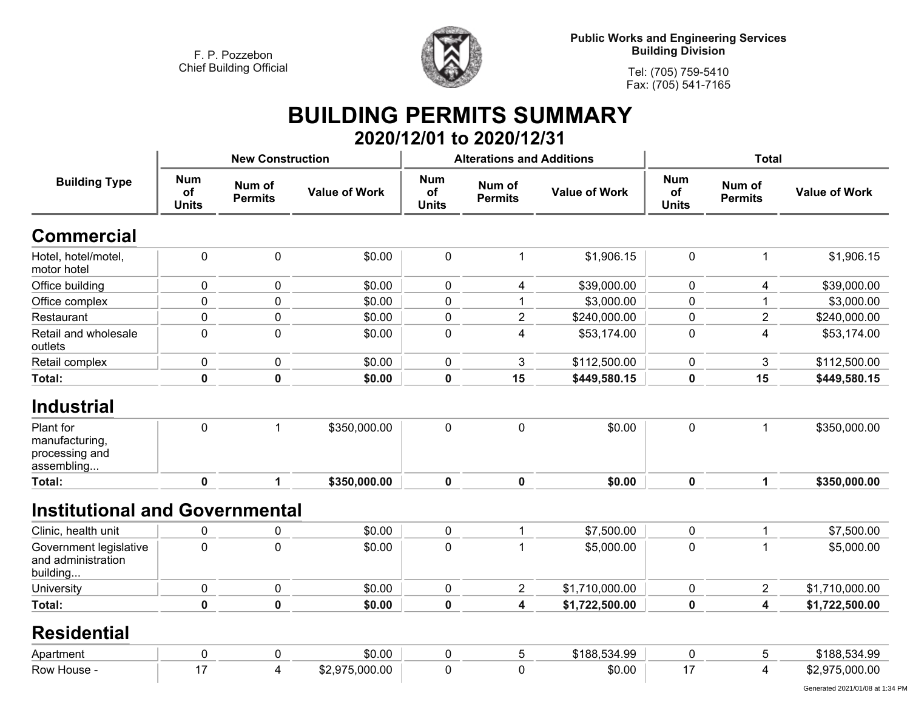F. P. Pozzebon
Chief Building Official

**Public Works and Engineering Services**
**Building Division**

Tel: (705) 759-5410
Fax: (705) 541-7165

# BUILDING PERMITS SUMMARY

## 2020/12/01 to 2020/12/31

| Building Type | New Construction | | | Alterations and Additions | | | Total | | |
|---|---|---|---|---|---|---|---|---|---|
| | Num of Units | Num of Permits | Value of Work | Num of Units | Num of Permits | Value of Work | Num of Units | Num of Permits | Value of Work |
| **Commercial** | | | | | | | | | |
| Hotel, hotel/motel, motor hotel | 0 | 0 | $0.00 | 0 | 1 | $1,906.15 | 0 | 1 | $1,906.15 |
| Office building | 0 | 0 | $0.00 | 0 | 4 | $39,000.00 | 0 | 4 | $39,000.00 |
| Office complex | 0 | 0 | $0.00 | 0 | 1 | $3,000.00 | 0 | 1 | $3,000.00 |
| Restaurant | 0 | 0 | $0.00 | 0 | 2 | $240,000.00 | 0 | 2 | $240,000.00 |
| Retail and wholesale outlets | 0 | 0 | $0.00 | 0 | 4 | $53,174.00 | 0 | 4 | $53,174.00 |
| Retail complex | 0 | 0 | $0.00 | 0 | 3 | $112,500.00 | 0 | 3 | $112,500.00 |
| **Total:** | **0** | **0** | **$0.00** | **0** | **15** | **$449,580.15** | **0** | **15** | **$449,580.15** |
| **Industrial** | | | | | | | | | |
| Plant for manufacturing, processing and assembling... | 0 | 1 | $350,000.00 | 0 | 0 | $0.00 | 0 | 1 | $350,000.00 |
| **Total:** | **0** | **1** | **$350,000.00** | **0** | **0** | **$0.00** | **0** | **1** | **$350,000.00** |
| **Institutional and Governmental** | | | | | | | | | |
| Clinic, health unit | 0 | 0 | $0.00 | 0 | 1 | $7,500.00 | 0 | 1 | $7,500.00 |
| Government legislative and administration building... | 0 | 0 | $0.00 | 0 | 1 | $5,000.00 | 0 | 1 | $5,000.00 |
| University | 0 | 0 | $0.00 | 0 | 2 | $1,710,000.00 | 0 | 2 | $1,710,000.00 |
| **Total:** | **0** | **0** | **$0.00** | **0** | **4** | **$1,722,500.00** | **0** | **4** | **$1,722,500.00** |
| **Residential** | | | | | | | | | |
| Apartment | 0 | 0 | $0.00 | 0 | 5 | $188,534.99 | 0 | 5 | $188,534.99 |
| Row House - | 17 | 4 | $2,975,000.00 | 0 | 0 | $0.00 | 17 | 4 | $2,975,000.00 |

Generated 2021/01/08 at 1:34 PM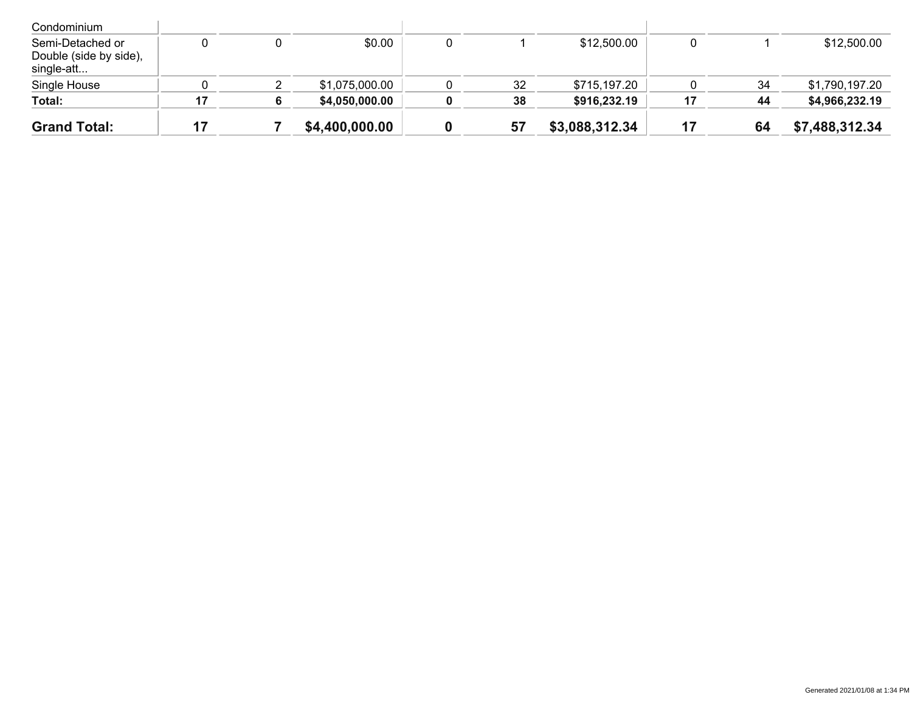| | | | | | | | | | |
|---|---|---|---|---|---|---|---|---|---|
| Condominium | | | | | | | | | |
| Semi-Detached or Double (side by side), single-att... | 0 | 0 | $0.00 | 0 | 1 | $12,500.00 | 0 | 1 | $12,500.00 |
| Single House | 0 | 2 | $1,075,000.00 | 0 | 32 | $715,197.20 | 0 | 34 | $1,790,197.20 |
| **Total:** | **17** | **6** | **$4,050,000.00** | **0** | **38** | **$916,232.19** | **17** | **44** | **$4,966,232.19** |
| **Grand Total:** | **17** | **7** | **$4,400,000.00** | **0** | **57** | **$3,088,312.34** | **17** | **64** | **$7,488,312.34** |

Generated 2021/01/08 at 1:34 PM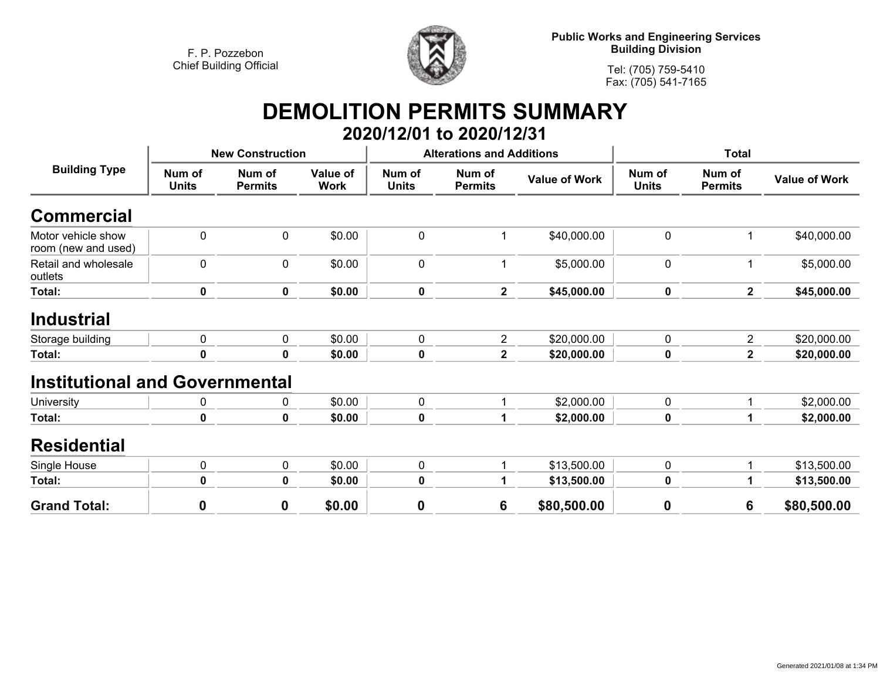F. P. Pozzebon
Chief Building Official

**Public Works and Engineering Services**
**Building Division**

Tel: (705) 759-5410
Fax: (705) 541-7165

# DEMOLITION PERMITS SUMMARY

## 2020/12/01 to 2020/12/31

| Building Type | New Construction | | | Alterations and Additions | | | Total | | |
|---|---|---|---|---|---|---|---|---|---|
| | Num of Units | Num of Permits | Value of Work | Num of Units | Num of Permits | Value of Work | Num of Units | Num of Permits | Value of Work |
| **Commercial** | | | | | | | | | |
| Motor vehicle show room (new and used) | 0 | 0 | $0.00 | 0 | 1 | $40,000.00 | 0 | 1 | $40,000.00 |
| Retail and wholesale outlets | 0 | 0 | $0.00 | 0 | 1 | $5,000.00 | 0 | 1 | $5,000.00 |
| **Total:** | **0** | **0** | **$0.00** | **0** | **2** | **$45,000.00** | **0** | **2** | **$45,000.00** |
| **Industrial** | | | | | | | | | |
| Storage building | 0 | 0 | $0.00 | 0 | 2 | $20,000.00 | 0 | 2 | $20,000.00 |
| **Total:** | **0** | **0** | **$0.00** | **0** | **2** | **$20,000.00** | **0** | **2** | **$20,000.00** |
| **Institutional and Governmental** | | | | | | | | | |
| University | 0 | 0 | $0.00 | 0 | 1 | $2,000.00 | 0 | 1 | $2,000.00 |
| **Total:** | **0** | **0** | **$0.00** | **0** | **1** | **$2,000.00** | **0** | **1** | **$2,000.00** |
| **Residential** | | | | | | | | | |
| Single House | 0 | 0 | $0.00 | 0 | 1 | $13,500.00 | 0 | 1 | $13,500.00 |
| **Total:** | **0** | **0** | **$0.00** | **0** | **1** | **$13,500.00** | **0** | **1** | **$13,500.00** |
| **Grand Total:** | **0** | **0** | **$0.00** | **0** | **6** | **$80,500.00** | **0** | **6** | **$80,500.00** |

Generated 2021/01/08 at 1:34 PM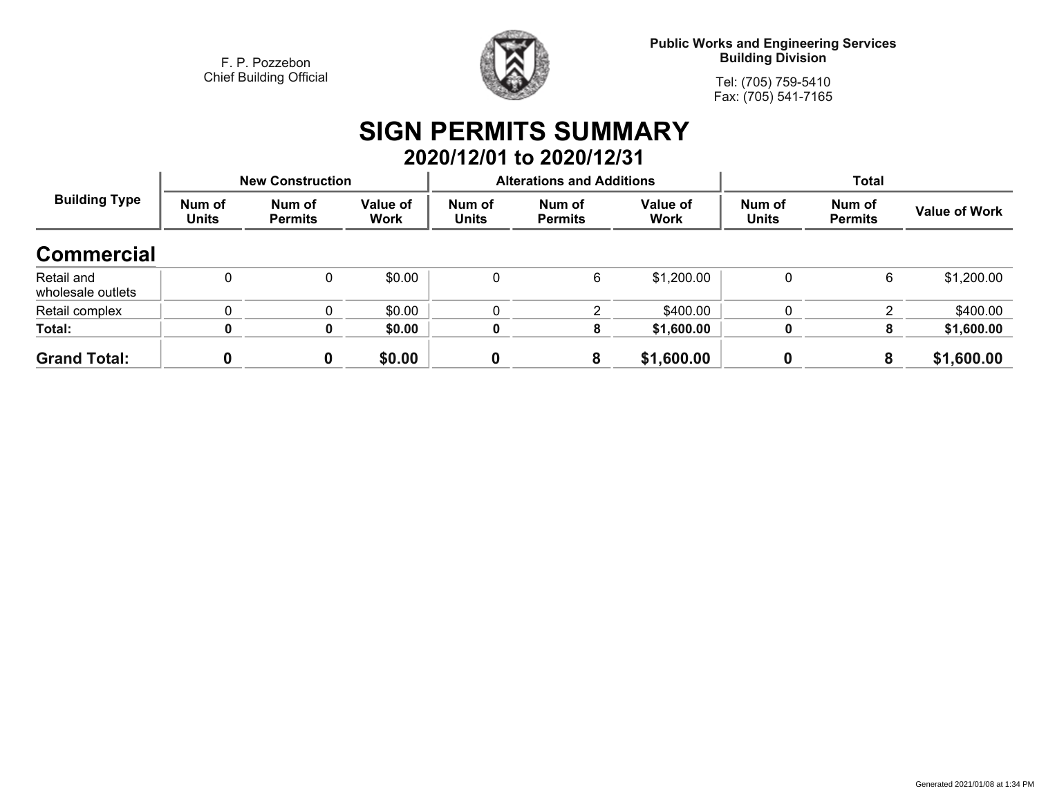F. P. Pozzebon
Chief Building Official

**Public Works and Engineering Services**
**Building Division**

Tel: (705) 759-5410
Fax: (705) 541-7165

# SIGN PERMITS SUMMARY
## 2020/12/01 to 2020/12/31

| Building Type | New Construction | | | Alterations and Additions | | | Total | | |
|---|---|---|---|---|---|---|---|---|---|
| | Num of Units | Num of Permits | Value of Work | Num of Units | Num of Permits | Value of Work | Num of Units | Num of Permits | Value of Work |
| **Commercial** | | | | | | | | | |
| Retail and wholesale outlets | 0 | 0 | $0.00 | 0 | 6 | $1,200.00 | 0 | 6 | $1,200.00 |
| Retail complex | 0 | 0 | $0.00 | 0 | 2 | $400.00 | 0 | 2 | $400.00 |
| **Total:** | **0** | **0** | **$0.00** | **0** | **8** | **$1,600.00** | **0** | **8** | **$1,600.00** |
| **Grand Total:** | **0** | **0** | **$0.00** | **0** | **8** | **$1,600.00** | **0** | **8** | **$1,600.00** |

Generated 2021/01/08 at 1:34 PM